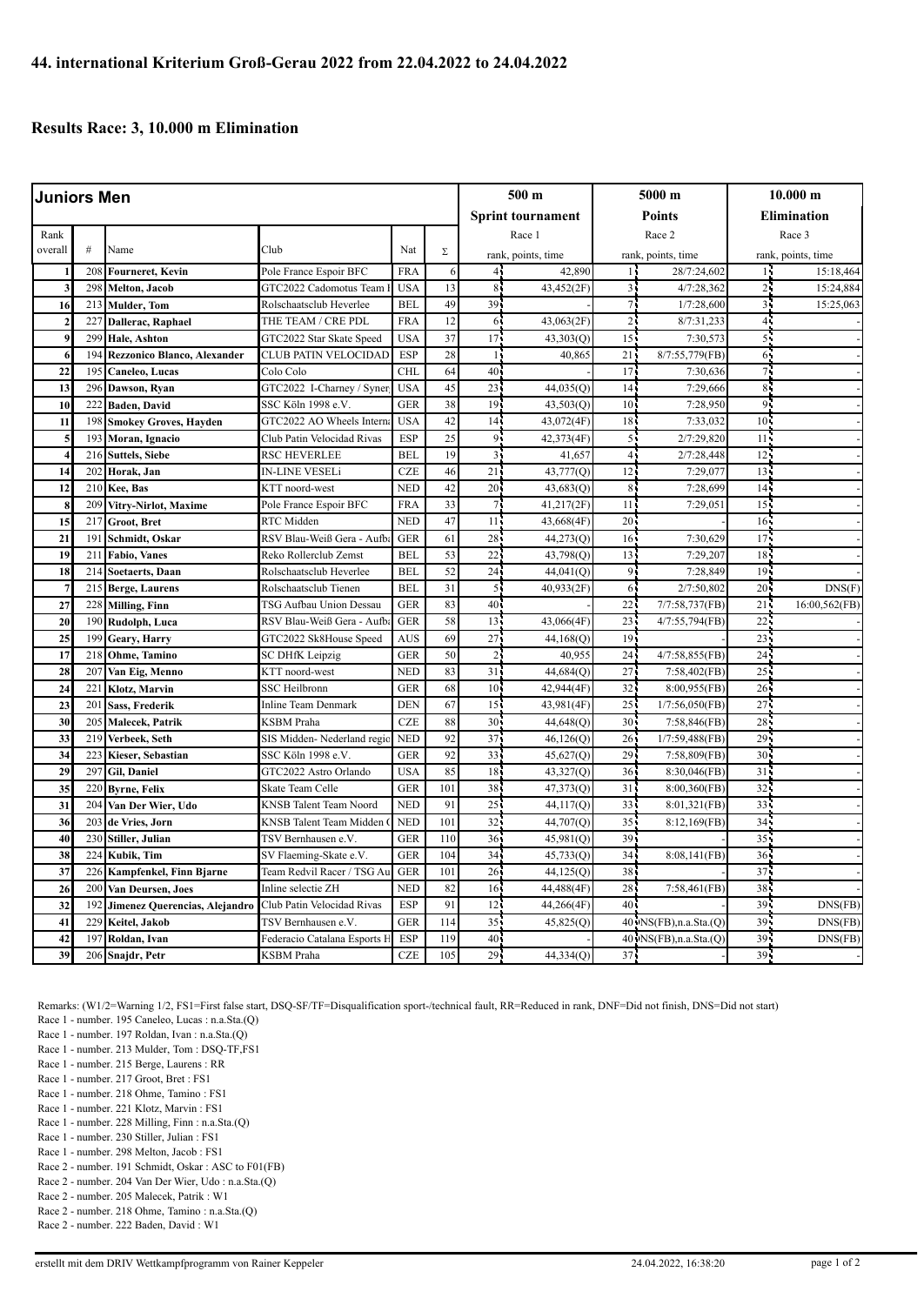# 44. international Kriterium Groß-Gerau 2022 from 22.04.2022 to 24.04.2022

## Results Race: 3, 10.000 m Elimination

| Juniors Men | | | | | | 500 m | | 5000 m | | 10.000 m | |
|---|---|---|---|---|---|---|---|---|---|---|---|
| | | | | | | Sprint tournament | | Points | | Elimination | |
| Rank | | | | | | Race 1 | | Race 2 | | Race 3 | |
| overall | # | Name | Club | Nat | Σ | rank, points, time | | rank, points, time | | rank, points, time | |
| 1 | 208 | Fourneret, Kevin | Pole France Espoir BFC | FRA | 6 | 4 | 42,890 | 1 | 28/7:24,602 | 1 | 15:18,464 |
| 3 | 298 | Melton, Jacob | GTC2022 Cadomotus Team I | USA | 13 | 8 | 43,452(2F) | 3 | 4/7:28,362 | 2 | 15:24,884 |
| 16 | 213 | Mulder, Tom | Rolschaatsclub Heverlee | BEL | 49 | 39 | - | 7 | 1/7:28,600 | 3 | 15:25,063 |
| 2 | 227 | Dallerac, Raphael | THE TEAM / CRE PDL | FRA | 12 | 6 | 43,063(2F) | 2 | 8/7:31,233 | 4 | - |
| 9 | 299 | Hale, Ashton | GTC2022 Star Skate Speed | USA | 37 | 17 | 43,303(Q) | 15 | 7:30,573 | 5 | - |
| 6 | 194 | Rezzonico Blanco, Alexander | CLUB PATIN VELOCIDAD | ESP | 28 | 1 | 40,865 | 21 | 8/7:55,779(FB) | 6 | - |
| 22 | 195 | Caneleo, Lucas | Colo Colo | CHL | 64 | 40 | - | 17 | 7:30,636 | 7 | - |
| 13 | 296 | Dawson, Ryan | GTC2022 I-Charney / Syner | USA | 45 | 23 | 44,035(Q) | 14 | 7:29,666 | 8 | - |
| 10 | 222 | Baden, David | SSC Köln 1998 e.V. | GER | 38 | 19 | 43,503(Q) | 10 | 7:28,950 | 9 | - |
| 11 | 198 | Smokey Groves, Hayden | GTC2022 AO Wheels Intern | USA | 42 | 14 | 43,072(4F) | 18 | 7:33,032 | 10 | - |
| 5 | 193 | Moran, Ignacio | Club Patin Velocidad Rivas | ESP | 25 | 9 | 42,373(4F) | 5 | 2/7:29,820 | 11 | - |
| 4 | 216 | Suttels, Siebe | RSC HEVERLEE | BEL | 19 | 3 | 41,657 | 4 | 2/7:28,448 | 12 | - |
| 14 | 202 | Horak, Jan | IN-LINE VESELi | CZE | 46 | 21 | 43,777(Q) | 12 | 7:29,077 | 13 | - |
| 12 | 210 | Kee, Bas | KTT noord-west | NED | 42 | 20 | 43,683(Q) | 8 | 7:28,699 | 14 | - |
| 8 | 209 | Vitry-Nirlot, Maxime | Pole France Espoir BFC | FRA | 33 | 7 | 41,217(2F) | 11 | 7:29,051 | 15 | - |
| 15 | 217 | Groot, Bret | RTC Midden | NED | 47 | 11 | 43,668(4F) | 20 | - | 16 | - |
| 21 | 191 | Schmidt, Oskar | RSV Blau-Weiß Gera - Aufba | GER | 61 | 28 | 44,273(Q) | 16 | 7:30,629 | 17 | - |
| 19 | 211 | Fabio, Vanes | Reko Rollerclub Zemst | BEL | 53 | 22 | 43,798(Q) | 13 | 7:29,207 | 18 | - |
| 18 | 214 | Soetaerts, Daan | Rolschaatsclub Heverlee | BEL | 52 | 24 | 44,041(Q) | 9 | 7:28,849 | 19 | - |
| 7 | 215 | Berge, Laurens | Rolschaatsclub Tienen | BEL | 31 | 5 | 40,933(2F) | 6 | 2/7:50,802 | 20 | DNS(F) |
| 27 | 228 | Milling, Finn | TSG Aufbau Union Dessau | GER | 83 | 40 | - | 22 | 7/7:58,737(FB) | 21 | 16:00,562(FB) |
| 20 | 190 | Rudolph, Luca | RSV Blau-Weiß Gera - Aufba | GER | 58 | 13 | 43,066(4F) | 23 | 4/7:55,794(FB) | 22 | - |
| 25 | 199 | Geary, Harry | GTC2022 Sk8House Speed | AUS | 69 | 27 | 44,168(Q) | 19 | - | 23 | - |
| 17 | 218 | Ohme, Tamino | SC DHfK Leipzig | GER | 50 | 2 | 40,955 | 24 | 4/7:58,855(FB) | 24 | - |
| 28 | 207 | Van Eig, Menno | KTT noord-west | NED | 83 | 31 | 44,684(Q) | 27 | 7:58,402(FB) | 25 | - |
| 24 | 221 | Klotz, Marvin | SSC Heilbronn | GER | 68 | 10 | 42,944(4F) | 32 | 8:00,955(FB) | 26 | - |
| 23 | 201 | Sass, Frederik | Inline Team Denmark | DEN | 67 | 15 | 43,981(4F) | 25 | 1/7:56,050(FB) | 27 | - |
| 30 | 205 | Malecek, Patrik | KSBM Praha | CZE | 88 | 30 | 44,648(Q) | 30 | 7:58,846(FB) | 28 | - |
| 33 | 219 | Verbeek, Seth | SIS Midden- Nederland regio | NED | 92 | 37 | 46,126(Q) | 26 | 1/7:59,488(FB) | 29 | - |
| 34 | 223 | Kieser, Sebastian | SSC Köln 1998 e.V. | GER | 92 | 33 | 45,627(Q) | 29 | 7:58,809(FB) | 30 | - |
| 29 | 297 | Gil, Daniel | GTC2022 Astro Orlando | USA | 85 | 18 | 43,327(Q) | 36 | 8:30,046(FB) | 31 | - |
| 35 | 220 | Byrne, Felix | Skate Team Celle | GER | 101 | 38 | 47,373(Q) | 31 | 8:00,360(FB) | 32 | - |
| 31 | 204 | Van Der Wier, Udo | KNSB Talent Team Noord | NED | 91 | 25 | 44,117(Q) | 33 | 8:01,321(FB) | 33 | - |
| 36 | 203 | de Vries, Jorn | KNSB Talent Team Midden ( | NED | 101 | 32 | 44,707(Q) | 35 | 8:12,169(FB) | 34 | - |
| 40 | 230 | Stiller, Julian | TSV Bernhausen e.V. | GER | 110 | 36 | 45,981(Q) | 39 | - | 35 | - |
| 38 | 224 | Kubik, Tim | SV Flaeming-Skate e.V. | GER | 104 | 34 | 45,733(Q) | 34 | 8:08,141(FB) | 36 | - |
| 37 | 226 | Kampfenkel, Finn Bjarne | Team Redvil Racer / TSG Au | GER | 101 | 26 | 44,125(Q) | 38 | - | 37 | - |
| 26 | 200 | Van Deursen, Joes | Inline selectie ZH | NED | 82 | 16 | 44,488(4F) | 28 | 7:58,461(FB) | 38 | - |
| 32 | 192 | Jimenez Querencias, Alejandro | Club Patin Velocidad Rivas | ESP | 91 | 12 | 44,266(4F) | 40 | - | 39 | DNS(FB) |
| 41 | 229 | Keitel, Jakob | TSV Bernhausen e.V. | GER | 114 | 35 | 45,825(Q) | 40 | NS(FB),n.a.Sta.(Q) | 39 | DNS(FB) |
| 42 | 197 | Roldan, Ivan | Federacio Catalana Esports H | ESP | 119 | 40 | - | 40 | NS(FB),n.a.Sta.(Q) | 39 | DNS(FB) |
| 39 | 206 | Snajdr, Petr | KSBM Praha | CZE | 105 | 29 | 44,334(Q) | 37 | - | 39 | - |

Remarks: (W1/2=Warning 1/2, FS1=First false start, DSQ-SF/TF=Disqualification sport-/technical fault, RR=Reduced in rank, DNF=Did not finish, DNS=Did not start)

Race 1 - number. 195 Caneleo, Lucas : n.a.Sta.(Q)
Race 1 - number. 197 Roldan, Ivan : n.a.Sta.(Q)
Race 1 - number. 213 Mulder, Tom : DSQ-TF,FS1
Race 1 - number. 215 Berge, Laurens : RR
Race 1 - number. 217 Groot, Bret : FS1
Race 1 - number. 218 Ohme, Tamino : FS1
Race 1 - number. 221 Klotz, Marvin : FS1
Race 1 - number. 228 Milling, Finn : n.a.Sta.(Q)
Race 1 - number. 230 Stiller, Julian : FS1
Race 1 - number. 298 Melton, Jacob : FS1
Race 2 - number. 191 Schmidt, Oskar : ASC to F01(FB)
Race 2 - number. 204 Van Der Wier, Udo : n.a.Sta.(Q)
Race 2 - number. 205 Malecek, Patrik : W1
Race 2 - number. 218 Ohme, Tamino : n.a.Sta.(Q)
Race 2 - number. 222 Baden, David : W1

erstellt mit dem DRIV Wettkampfprogramm von Rainer Keppeler 24.04.2022, 16:38:20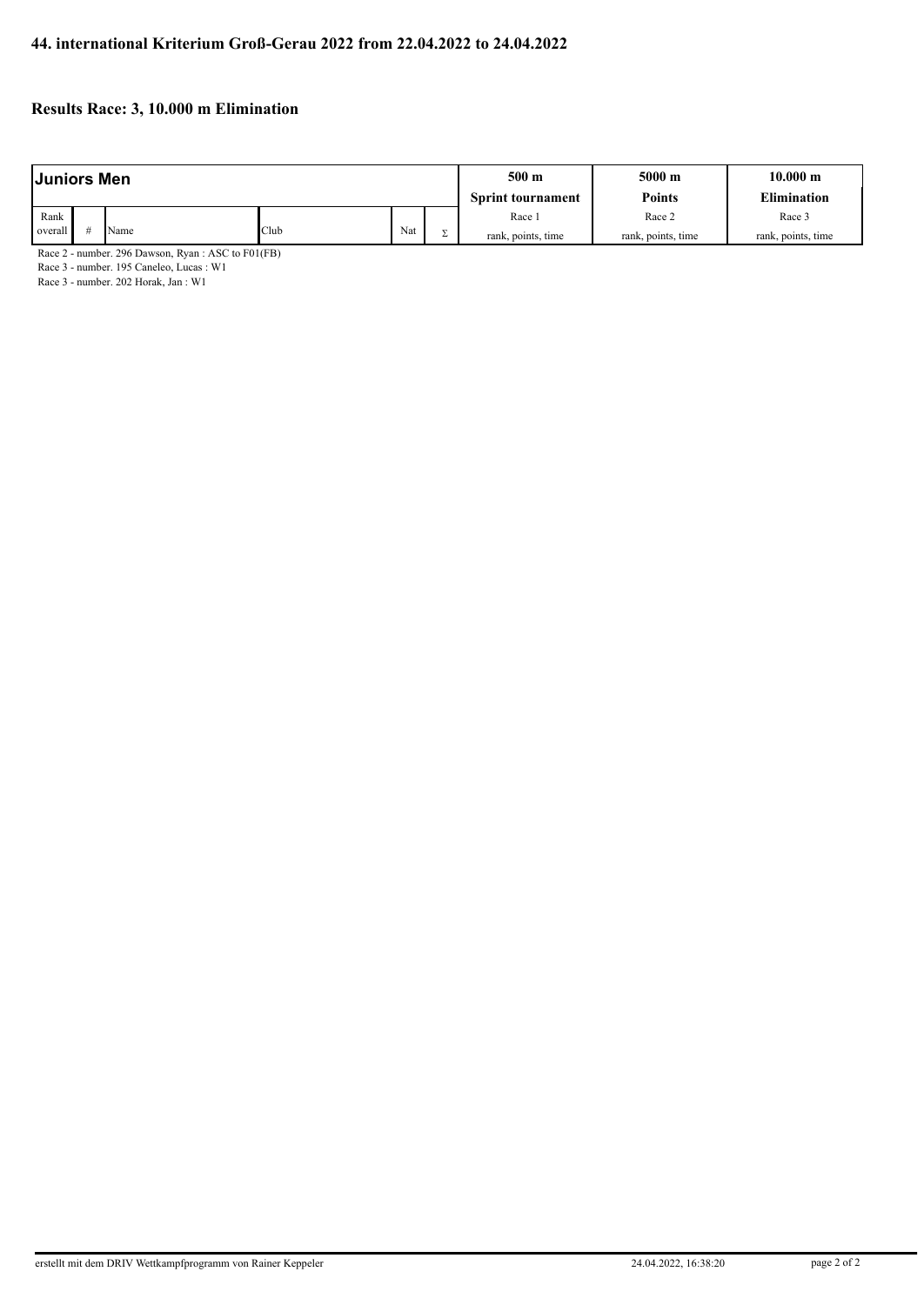**44. international Kriterium Groß-Gerau 2022 from 22.04.2022 to 24.04.2022**

**Results Race: 3, 10.000 m Elimination**

| **Juniors Men** | | | | | | 500 m Sprint tournament | 5000 m Points | 10.000 m Elimination |
|---|---|---|---|---|---|---|---|---|
| Rank overall | # | Name | Club | Nat | Σ | Race 1 rank, points, time | Race 2 rank, points, time | Race 3 rank, points, time |

Race 2 - number. 296 Dawson, Ryan : ASC to F01(FB)

Race 3 - number. 195 Caneleo, Lucas : W1

Race 3 - number. 202 Horak, Jan : W1

erstellt mit dem DRIV Wettkampfprogramm von Rainer Keppeler 24.04.2022, 16:38:20